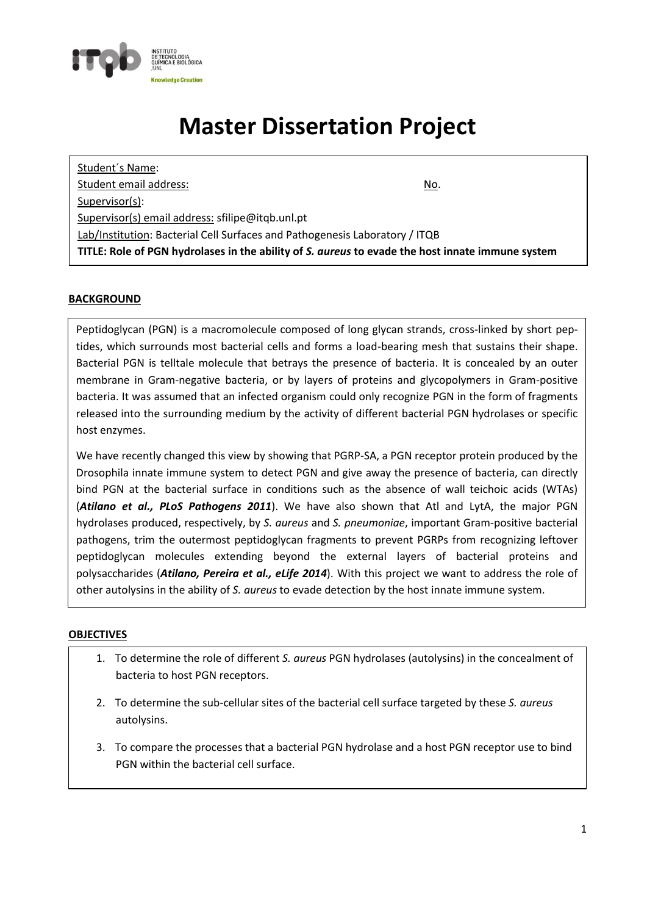# Master Dissertation Project

Student´s Name:
Student email address: No.
Supervisor(s):
Supervisor(s) email address: sfilipe@itqb.unl.pt
Lab/Institution: Bacterial Cell Surfaces and Pathogenesis Laboratory / ITQB
**TITLE: Role of PGN hydrolases in the ability of *S. aureus* to evade the host innate immune system**

## BACKGROUND

Peptidoglycan (PGN) is a macromolecule composed of long glycan strands, cross-linked by short peptides, which surrounds most bacterial cells and forms a load-bearing mesh that sustains their shape. Bacterial PGN is telltale molecule that betrays the presence of bacteria. It is concealed by an outer membrane in Gram-negative bacteria, or by layers of proteins and glycopolymers in Gram-positive bacteria. It was assumed that an infected organism could only recognize PGN in the form of fragments released into the surrounding medium by the activity of different bacterial PGN hydrolases or specific host enzymes.

We have recently changed this view by showing that PGRP-SA, a PGN receptor protein produced by the Drosophila innate immune system to detect PGN and give away the presence of bacteria, can directly bind PGN at the bacterial surface in conditions such as the absence of wall teichoic acids (WTAs) (***Atilano et al., PLoS Pathogens 2011***). We have also shown that Atl and LytA, the major PGN hydrolases produced, respectively, by *S. aureus* and *S. pneumoniae*, important Gram-positive bacterial pathogens, trim the outermost peptidoglycan fragments to prevent PGRPs from recognizing leftover peptidoglycan molecules extending beyond the external layers of bacterial proteins and polysaccharides (***Atilano, Pereira et al., eLife 2014***). With this project we want to address the role of other autolysins in the ability of *S. aureus* to evade detection by the host innate immune system.

## OBJECTIVES

1. To determine the role of different *S. aureus* PGN hydrolases (autolysins) in the concealment of bacteria to host PGN receptors.
2. To determine the sub-cellular sites of the bacterial cell surface targeted by these *S. aureus* autolysins.
3. To compare the processes that a bacterial PGN hydrolase and a host PGN receptor use to bind PGN within the bacterial cell surface.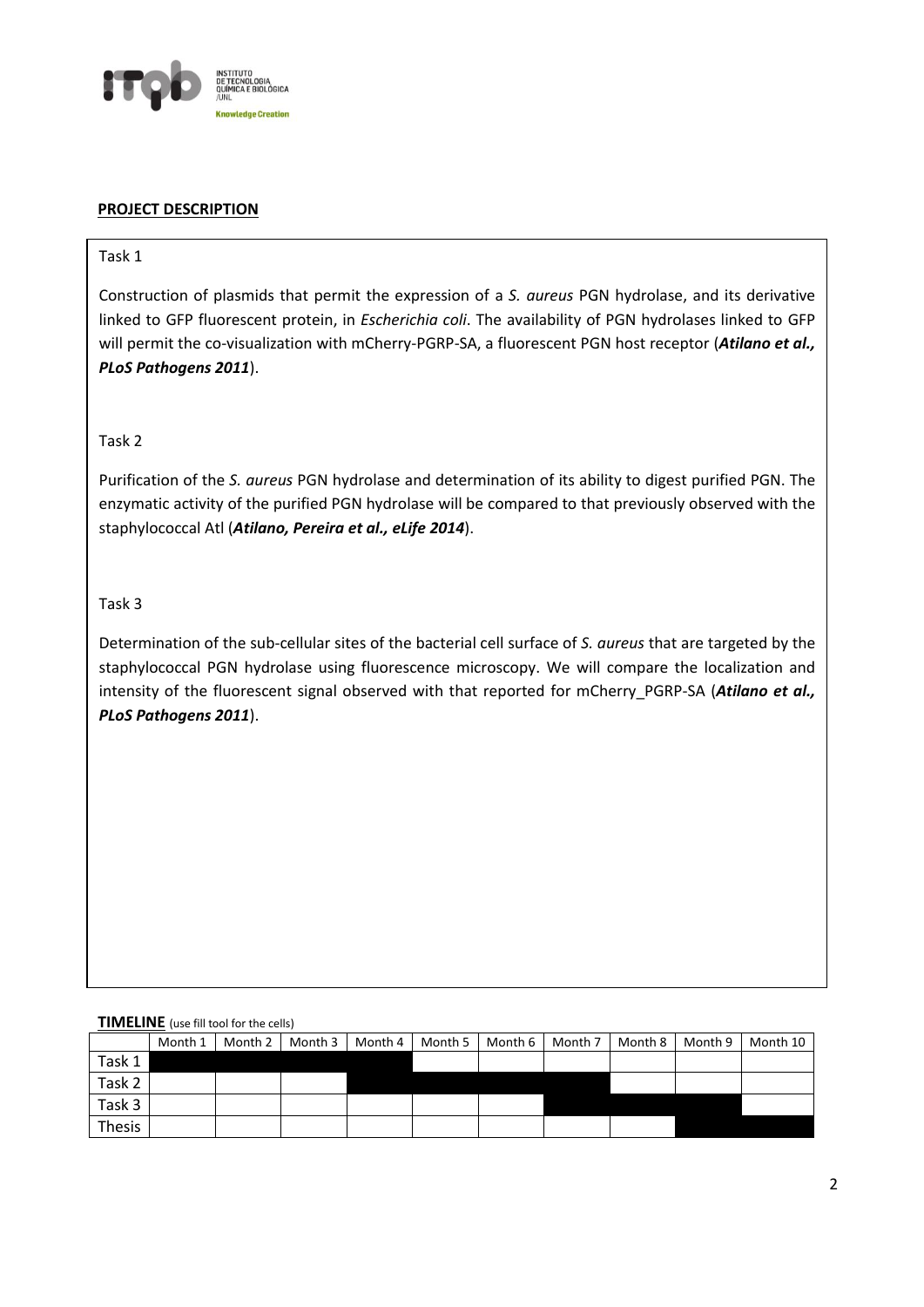**PROJECT DESCRIPTION**

Task 1

Construction of plasmids that permit the expression of a *S. aureus* PGN hydrolase, and its derivative linked to GFP fluorescent protein, in *Escherichia coli*. The availability of PGN hydrolases linked to GFP will permit the co-visualization with mCherry-PGRP-SA, a fluorescent PGN host receptor (***Atilano et al., PLoS Pathogens 2011***).

Task 2

Purification of the *S. aureus* PGN hydrolase and determination of its ability to digest purified PGN. The enzymatic activity of the purified PGN hydrolase will be compared to that previously observed with the staphylococcal Atl (***Atilano, Pereira et al., eLife 2014***).

Task 3

Determination of the sub-cellular sites of the bacterial cell surface of *S. aureus* that are targeted by the staphylococcal PGN hydrolase using fluorescence microscopy. We will compare the localization and intensity of the fluorescent signal observed with that reported for mCherry_PGRP-SA (***Atilano et al., PLoS Pathogens 2011***).

**TIMELINE** (use fill tool for the cells)

| | Month 1 | Month 2 | Month 3 | Month 4 | Month 5 | Month 6 | Month 7 | Month 8 | Month 9 | Month 10 |
|---|---|---|---|---|---|---|---|---|---|---|
| Task 1 | ■ | ■ | ■ | ■ | | | | | | |
| Task 2 | | | | ■ | ■ | ■ | ■ | | | |
| Task 3 | | | | | | | ■ | ■ | ■ | |
| Thesis | | | | | | | | | ■ | ■ |